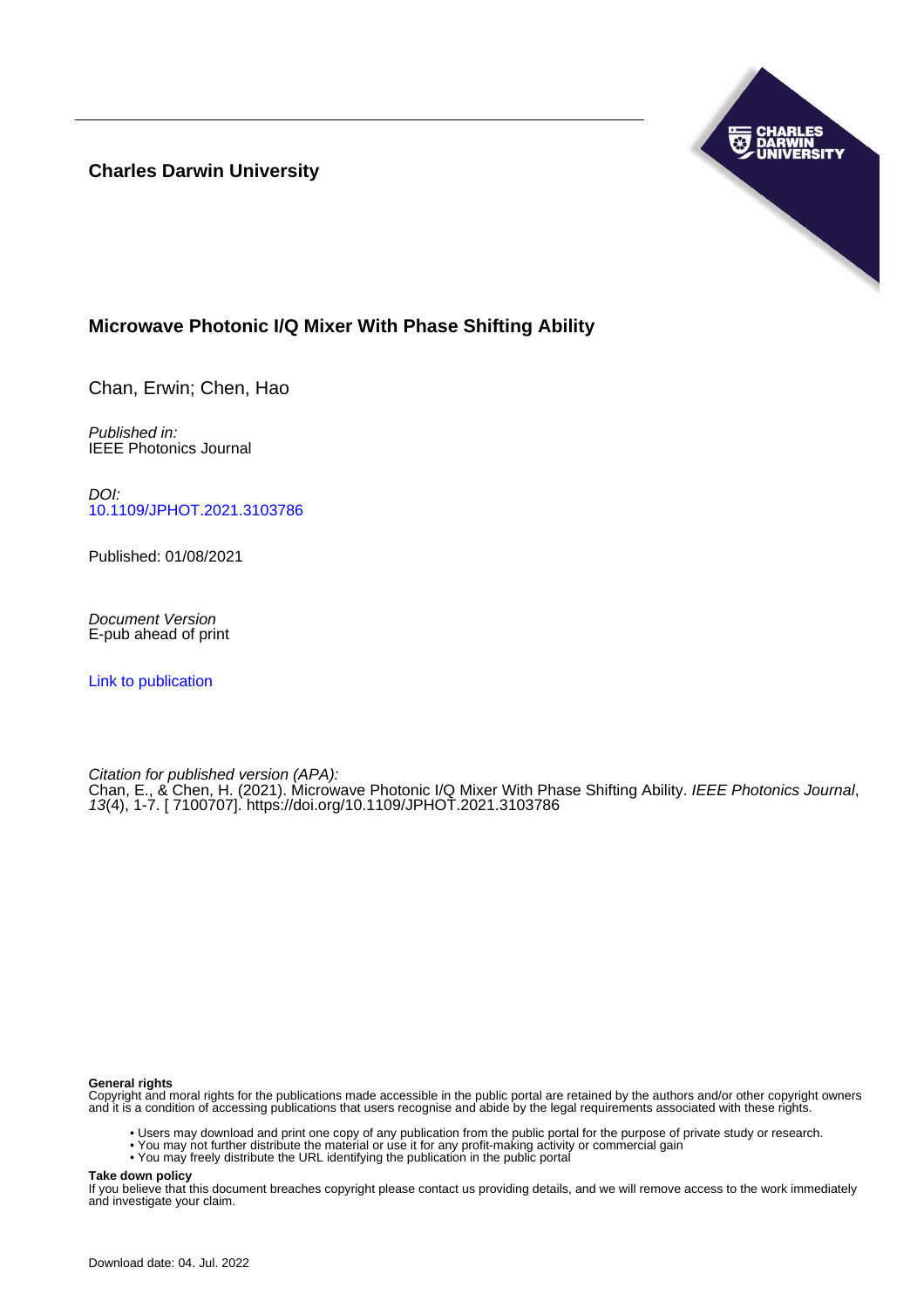**Charles Darwin University**

## Microwave Photonic I/Q Mixer With Phase Shifting Ability

Chan, Erwin; Chen, Hao

*Published in:*
IEEE Photonics Journal

*DOI:*
10.1109/JPHOT.2021.3103786

Published: 01/08/2021

*Document Version*
E-pub ahead of print

Link to publication

*Citation for published version (APA):*
Chan, E., & Chen, H. (2021). Microwave Photonic I/Q Mixer With Phase Shifting Ability. *IEEE Photonics Journal*, *13*(4), 1-7. [ 7100707]. https://doi.org/10.1109/JPHOT.2021.3103786

**General rights**
Copyright and moral rights for the publications made accessible in the public portal are retained by the authors and/or other copyright owners and it is a condition of accessing publications that users recognise and abide by the legal requirements associated with these rights.

- Users may download and print one copy of any publication from the public portal for the purpose of private study or research.
- You may not further distribute the material or use it for any profit-making activity or commercial gain
- You may freely distribute the URL identifying the publication in the public portal

**Take down policy**
If you believe that this document breaches copyright please contact us providing details, and we will remove access to the work immediately and investigate your claim.

Download date: 04. Jul. 2022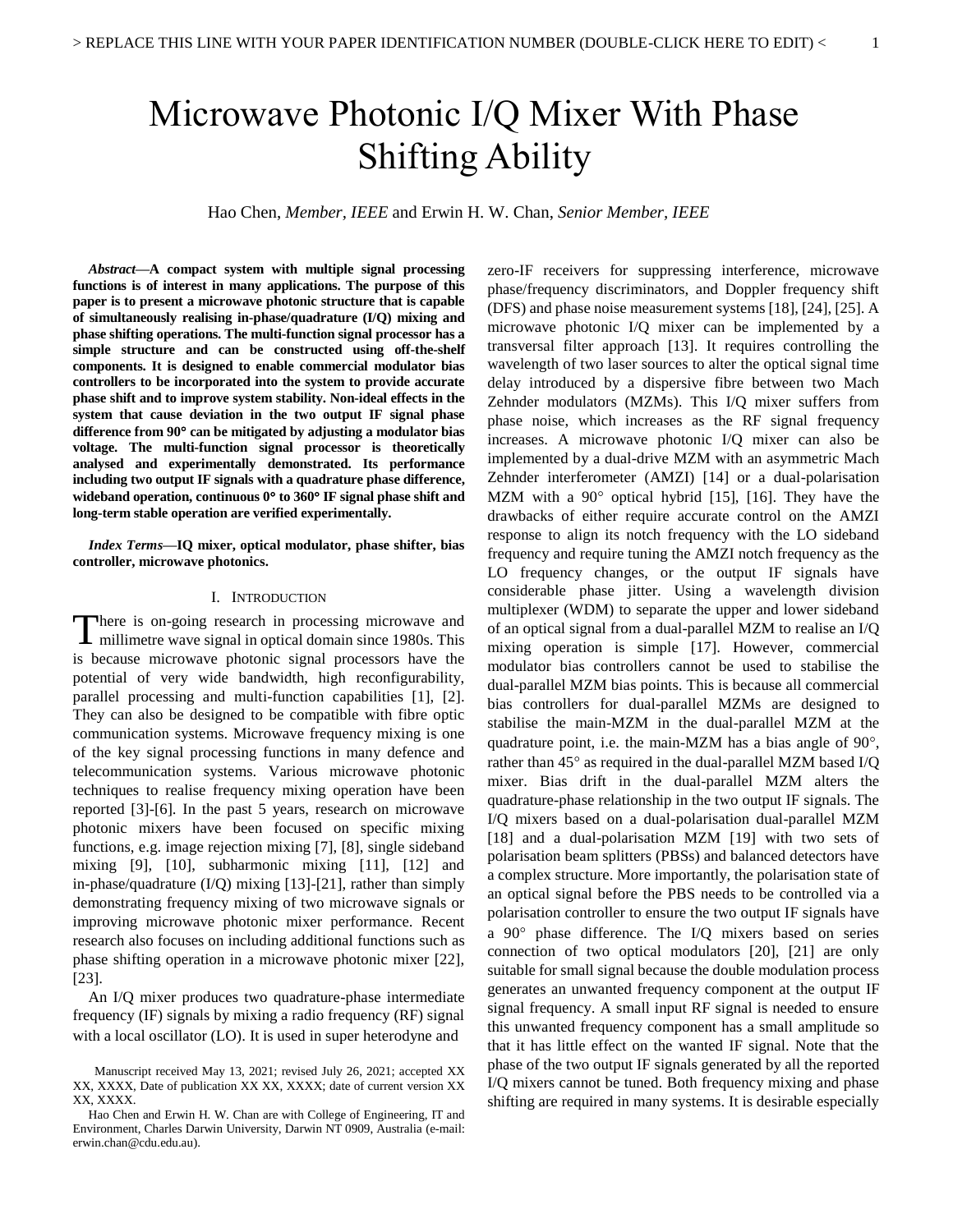# Microwave Photonic I/Q Mixer With Phase Shifting Ability

Hao Chen, *Member, IEEE* and Erwin H. W. Chan, *Senior Member, IEEE*

***Abstract*—A compact system with multiple signal processing functions is of interest in many applications. The purpose of this paper is to present a microwave photonic structure that is capable of simultaneously realising in-phase/quadrature (I/Q) mixing and phase shifting operations. The multi-function signal processor has a simple structure and can be constructed using off-the-shelf components. It is designed to enable commercial modulator bias controllers to be incorporated into the system to provide accurate phase shift and to improve system stability. Non-ideal effects in the system that cause deviation in the two output IF signal phase difference from 90° can be mitigated by adjusting a modulator bias voltage. The multi-function signal processor is theoretically analysed and experimentally demonstrated. Its performance including two output IF signals with a quadrature phase difference, wideband operation, continuous 0° to 360° IF signal phase shift and long-term stable operation are verified experimentally.**

***Index Terms*—IQ mixer, optical modulator, phase shifter, bias controller, microwave photonics.**

## I. Introduction

There is on-going research in processing microwave and millimetre wave signal in optical domain since 1980s. This is because microwave photonic signal processors have the potential of very wide bandwidth, high reconfigurability, parallel processing and multi-function capabilities [1], [2]. They can also be designed to be compatible with fibre optic communication systems. Microwave frequency mixing is one of the key signal processing functions in many defence and telecommunication systems. Various microwave photonic techniques to realise frequency mixing operation have been reported [3]-[6]. In the past 5 years, research on microwave photonic mixers have been focused on specific mixing functions, e.g. image rejection mixing [7], [8], single sideband mixing [9], [10], subharmonic mixing [11], [12] and in-phase/quadrature (I/Q) mixing [13]-[21], rather than simply demonstrating frequency mixing of two microwave signals or improving microwave photonic mixer performance. Recent research also focuses on including additional functions such as phase shifting operation in a microwave photonic mixer [22], [23].

An I/Q mixer produces two quadrature-phase intermediate frequency (IF) signals by mixing a radio frequency (RF) signal with a local oscillator (LO). It is used in super heterodyne and zero-IF receivers for suppressing interference, microwave phase/frequency discriminators, and Doppler frequency shift (DFS) and phase noise measurement systems [18], [24], [25]. A microwave photonic I/Q mixer can be implemented by a transversal filter approach [13]. It requires controlling the wavelength of two laser sources to alter the optical signal time delay introduced by a dispersive fibre between two Mach Zehnder modulators (MZMs). This I/Q mixer suffers from phase noise, which increases as the RF signal frequency increases. A microwave photonic I/Q mixer can also be implemented by a dual-drive MZM with an asymmetric Mach Zehnder interferometer (AMZI) [14] or a dual-polarisation MZM with a 90° optical hybrid [15], [16]. They have the drawbacks of either require accurate control on the AMZI response to align its notch frequency with the LO sideband frequency and require tuning the AMZI notch frequency as the LO frequency changes, or the output IF signals have considerable phase jitter. Using a wavelength division multiplexer (WDM) to separate the upper and lower sideband of an optical signal from a dual-parallel MZM to realise an I/Q mixing operation is simple [17]. However, commercial modulator bias controllers cannot be used to stabilise the dual-parallel MZM bias points. This is because all commercial bias controllers for dual-parallel MZMs are designed to stabilise the main-MZM in the dual-parallel MZM at the quadrature point, i.e. the main-MZM has a bias angle of 90°, rather than 45° as required in the dual-parallel MZM based I/Q mixer. Bias drift in the dual-parallel MZM alters the quadrature-phase relationship in the two output IF signals. The I/Q mixers based on a dual-polarisation dual-parallel MZM [18] and a dual-polarisation MZM [19] with two sets of polarisation beam splitters (PBSs) and balanced detectors have a complex structure. More importantly, the polarisation state of an optical signal before the PBS needs to be controlled via a polarisation controller to ensure the two output IF signals have a 90° phase difference. The I/Q mixers based on series connection of two optical modulators [20], [21] are only suitable for small signal because the double modulation process generates an unwanted frequency component at the output IF signal frequency. A small input RF signal is needed to ensure this unwanted frequency component has a small amplitude so that it has little effect on the wanted IF signal. Note that the phase of the two output IF signals generated by all the reported I/Q mixers cannot be tuned. Both frequency mixing and phase shifting are required in many systems. It is desirable especially

Manuscript received May 13, 2021; revised July 26, 2021; accepted XX XX, XXXX, Date of publication XX XX, XXXX; date of current version XX XX, XXXX.

Hao Chen and Erwin H. W. Chan are with College of Engineering, IT and Environment, Charles Darwin University, Darwin NT 0909, Australia (e-mail: erwin.chan@cdu.edu.au).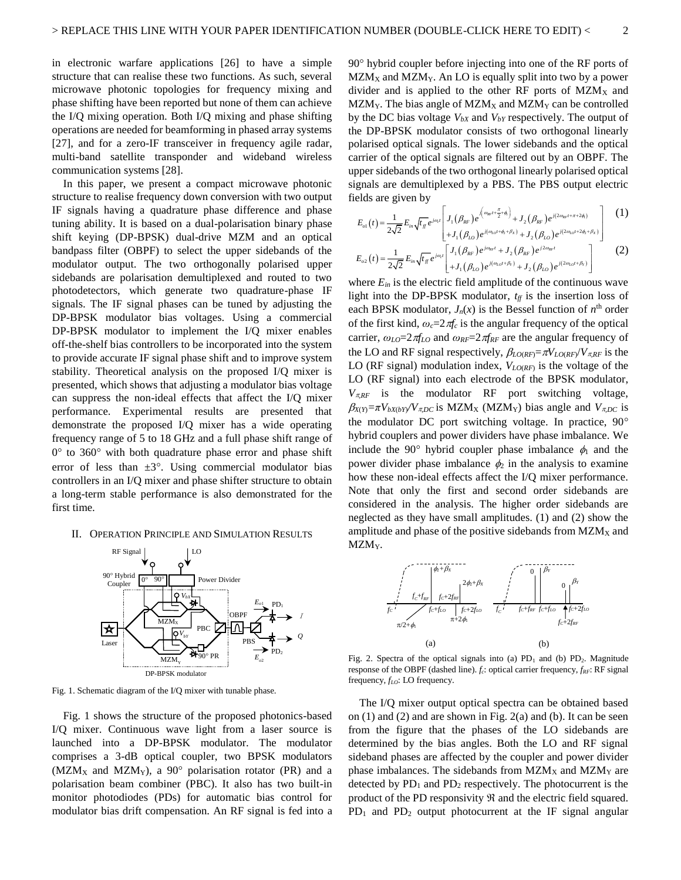in electronic warfare applications [26] to have a simple structure that can realise these two functions. As such, several microwave photonic topologies for frequency mixing and phase shifting have been reported but none of them can achieve the I/Q mixing operation. Both I/Q mixing and phase shifting operations are needed for beamforming in phased array systems [27], and for a zero-IF transceiver in frequency agile radar, multi-band satellite transponder and wideband wireless communication systems [28].

In this paper, we present a compact microwave photonic structure to realise frequency down conversion with two output IF signals having a quadrature phase difference and phase tuning ability. It is based on a dual-polarisation binary phase shift keying (DP-BPSK) dual-drive MZM and an optical bandpass filter (OBPF) to select the upper sidebands of the modulator output. The two orthogonally polarised upper sidebands are polarisation demultiplexed and routed to two photodetectors, which generate two quadrature-phase IF signals. The IF signal phases can be tuned by adjusting the DP-BPSK modulator bias voltages. Using a commercial DP-BPSK modulator to implement the I/Q mixer enables off-the-shelf bias controllers to be incorporated into the system to provide accurate IF signal phase shift and to improve system stability. Theoretical analysis on the proposed I/Q mixer is presented, which shows that adjusting a modulator bias voltage can suppress the non-ideal effects that affect the I/Q mixer performance. Experimental results are presented that demonstrate the proposed I/Q mixer has a wide operating frequency range of 5 to 18 GHz and a full phase shift range of 0° to 360° with both quadrature phase error and phase shift error of less than ±3°. Using commercial modulator bias controllers in an I/Q mixer and phase shifter structure to obtain a long-term stable performance is also demonstrated for the first time.

## II. Operation Principle and Simulation Results

Fig. 1. Schematic diagram of the I/Q mixer with tunable phase.

Fig. 1 shows the structure of the proposed photonics-based I/Q mixer. Continuous wave light from a laser source is launched into a DP-BPSK modulator. The modulator comprises a 3-dB optical coupler, two BPSK modulators ($MZM_X$ and $MZM_Y$), a 90° polarisation rotator (PR) and a polarisation beam combiner (PBC). It also has two built-in monitor photodiodes (PDs) for automatic bias control for modulator bias drift compensation. An RF signal is fed into a 90° hybrid coupler before injecting into one of the RF ports of $MZM_X$ and $MZM_Y$. An LO is equally split into two by a power divider and is applied to the other RF ports of $MZM_X$ and $MZM_Y$. The bias angle of $MZM_X$ and $MZM_Y$ can be controlled by the DC bias voltage $V_{bX}$ and $V_{bY}$ respectively. The output of the DP-BPSK modulator consists of two orthogonal linearly polarised optical signals. The lower sidebands and the optical carrier of the optical signals are filtered out by an OBPF. The upper sidebands of the two orthogonal linearly polarised optical signals are demultiplexed by a PBS. The PBS output electric fields are given by

$$E_{o1}(t)=\frac{1}{2\sqrt{2}}E_{in}\sqrt{t_{ff}}\,e^{j\omega_c t}\begin{bmatrix}J_1(\beta_{RF})e^{j\left(\omega_{RF}t+\frac{\pi}{2}+\phi_1\right)}+J_2(\beta_{RF})e^{j(2\omega_{RF}t+\pi+2\phi_1)}\\+J_1(\beta_{LO})e^{j(\omega_{LO}t+\phi_2+\beta_X)}+J_2(\beta_{LO})e^{j(2\omega_{LO}t+2\phi_2+\beta_X)}\end{bmatrix} \quad (1)$$

$$E_{o2}(t)=\frac{1}{2\sqrt{2}}E_{in}\sqrt{t_{ff}}\,e^{j\omega_c t}\begin{bmatrix}J_1(\beta_{RF})e^{j\omega_{RF}t}+J_2(\beta_{RF})e^{j2\omega_{RF}t}\\+J_1(\beta_{LO})e^{j(\omega_{LO}t+\beta_Y)}+J_2(\beta_{LO})e^{j(2\omega_{LO}t+\beta_Y)}\end{bmatrix} \quad (2)$$

where $E_{in}$ is the electric field amplitude of the continuous wave light into the DP-BPSK modulator, $t_{ff}$ is the insertion loss of each BPSK modulator, $J_n(x)$ is the Bessel function of $n^{\text{th}}$ order of the first kind, $\omega_c=2\pi f_c$ is the angular frequency of the optical carrier, $\omega_{LO}=2\pi f_{LO}$ and $\omega_{RF}=2\pi f_{RF}$ are the angular frequency of the LO and RF signal respectively, $\beta_{LO(RF)}=\pi V_{LO(RF)}/V_{\pi,RF}$ is the LO (RF signal) modulation index, $V_{LO(RF)}$ is the voltage of the LO (RF signal) into each electrode of the BPSK modulator, $V_{\pi,RF}$ is the modulator RF port switching voltage, $\beta_{X(Y)}=\pi V_{bX(bY)}/V_{\pi,DC}$ is $MZM_X$ ($MZM_Y$) bias angle and $V_{\pi,DC}$ is the modulator DC port switching voltage. In practice, 90° hybrid couplers and power dividers have phase imbalance. We include the 90° hybrid coupler phase imbalance $\phi_1$ and the power divider phase imbalance $\phi_2$ in the analysis to examine how these non-ideal effects affect the I/Q mixer performance. Note that only the first and second order sidebands are considered in the analysis. The higher order sidebands are neglected as they have small amplitudes. (1) and (2) show the amplitude and phase of the positive sidebands from $MZM_X$ and $MZM_Y$.

Fig. 2. Spectra of the optical signals into (a) $PD_1$ and (b) $PD_2$. Magnitude response of the OBPF (dashed line). $f_c$: optical carrier frequency, $f_{RF}$: RF signal frequency, $f_{LO}$: LO frequency.

The I/Q mixer output optical spectra can be obtained based on (1) and (2) and are shown in Fig. 2(a) and (b). It can be seen from the figure that the phases of the LO sidebands are determined by the bias angles. Both the LO and RF signal sideband phases are affected by the coupler and power divider phase imbalances. The sidebands from $MZM_X$ and $MZM_Y$ are detected by $PD_1$ and $PD_2$ respectively. The photocurrent is the product of the PD responsivity $\Re$ and the electric field squared. $PD_1$ and $PD_2$ output photocurrent at the IF signal angular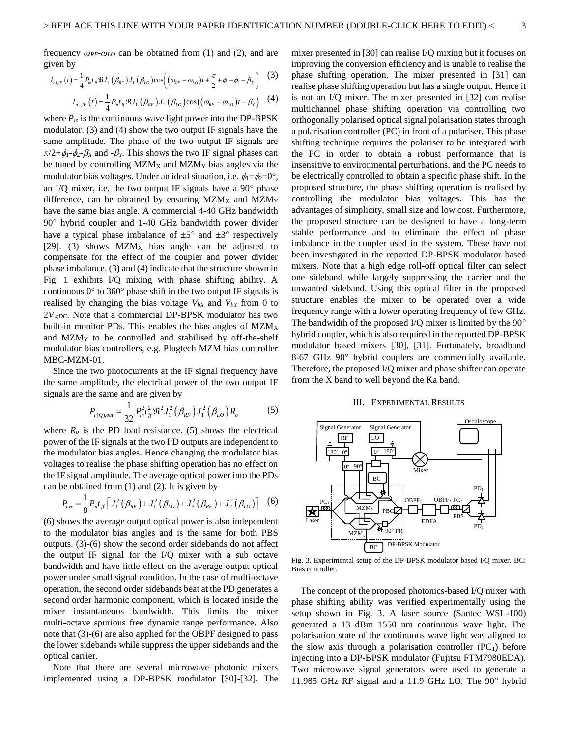frequency $\omega_{RF}$-$\omega_{LO}$ can be obtained from (1) and (2), and are given by

$$I_{o1,IF}(t)=\frac{1}{4}P_{in}t_{ff}\Re J_1(\beta_{RF})J_1(\beta_{LO})\cos\left((\omega_{RF}-\omega_{LO})t+\frac{\pi}{2}+\phi_1-\phi_2-\beta_X\right) \quad (3)$$

$$I_{o2,IF}(t)=\frac{1}{4}P_{in}t_{ff}\Re J_1(\beta_{RF})J_1(\beta_{LO})\cos\left((\omega_{RF}-\omega_{LO})t-\beta_Y\right) \quad (4)$$

where $P_{in}$ is the continuous wave light power into the DP-BPSK modulator. (3) and (4) show the two output IF signals have the same amplitude. The phase of the two output IF signals are $\pi/2+\phi_1-\phi_2-\beta_X$ and $-\beta_Y$. This shows the two IF signal phases can be tuned by controlling MZM$_X$ and MZM$_Y$ bias angles via the modulator bias voltages. Under an ideal situation, i.e. $\phi_1=\phi_2=0°$, an I/Q mixer, i.e. the two output IF signals have a 90° phase difference, can be obtained by ensuring MZM$_X$ and MZM$_Y$ have the same bias angle. A commercial 4-40 GHz bandwidth 90° hybrid coupler and 1-40 GHz bandwidth power divider have a typical phase imbalance of ±5° and ±3° respectively [29]. (3) shows MZM$_X$ bias angle can be adjusted to compensate for the effect of the coupler and power divider phase imbalance. (3) and (4) indicate that the structure shown in Fig. 1 exhibits I/Q mixing with phase shifting ability. A continuous 0° to 360° phase shift in the two output IF signals is realised by changing the bias voltage $V_{bX}$ and $V_{bY}$ from 0 to $2V_{\pi,DC}$. Note that a commercial DP-BPSK modulator has two built-in monitor PDs. This enables the bias angles of MZM$_X$ and MZM$_Y$ to be controlled and stabilised by off-the-shelf modulator bias controllers, e.g. Plugtech MZM bias controller MBC-MZM-01.

Since the two photocurrents at the IF signal frequency have the same amplitude, the electrical power of the two output IF signals are the same and are given by

$$P_{I(Q),out}=\frac{1}{32}P_{in}^2t_{ff}^2\Re^2J_1^2(\beta_{RF})J_1^2(\beta_{LO})R_o \quad (5)$$

where $R_o$ is the PD load resistance. (5) shows the electrical power of the IF signals at the two PD outputs are independent to the modulator bias angles. Hence changing the modulator bias voltages to realise the phase shifting operation has no effect on the IF signal amplitude. The average optical power into the PDs can be obtained from (1) and (2). It is given by

$$P_{ave}=\frac{1}{8}P_{in}t_{ff}\left[J_1^2(\beta_{RF})+J_1^2(\beta_{LO})+J_2^2(\beta_{RF})+J_2^2(\beta_{LO})\right] \quad (6)$$

(6) shows the average output optical power is also independent to the modulator bias angles and is the same for both PBS outputs. (3)-(6) show the second order sidebands do not affect the output IF signal for the I/Q mixer with a sub octave bandwidth and have little effect on the average output optical power under small signal condition. In the case of multi-octave operation, the second order sidebands beat at the PD generates a second order harmonic component, which is located inside the mixer instantaneous bandwidth. This limits the mixer multi-octave spurious free dynamic range performance. Also note that (3)-(6) are also applied for the OBPF designed to pass the lower sidebands while suppress the upper sidebands and the optical carrier.

Note that there are several microwave photonic mixers implemented using a DP-BPSK modulator [30]-[32]. The mixer presented in [30] can realise I/Q mixing but it focuses on improving the conversion efficiency and is unable to realise the phase shifting operation. The mixer presented in [31] can realise phase shifting operation but has a single output. Hence it is not an I/Q mixer. The mixer presented in [32] can realise multichannel phase shifting operation via controlling two orthogonally polarised optical signal polarisation states through a polarisation controller (PC) in front of a polariser. This phase shifting technique requires the polariser to be integrated with the PC in order to obtain a robust performance that is insensitive to environmental perturbations, and the PC needs to be electrically controlled to obtain a specific phase shift. In the proposed structure, the phase shifting operation is realised by controlling the modulator bias voltages. This has the advantages of simplicity, small size and low cost. Furthermore, the proposed structure can be designed to have a long-term stable performance and to eliminate the effect of phase imbalance in the coupler used in the system. These have not been investigated in the reported DP-BPSK modulator based mixers. Note that a high edge roll-off optical filter can select one sideband while largely suppressing the carrier and the unwanted sideband. Using this optical filter in the proposed structure enables the mixer to be operated over a wide frequency range with a lower operating frequency of few GHz. The bandwidth of the proposed I/Q mixer is limited by the 90° hybrid coupler, which is also required in the reported DP-BPSK modulator based mixers [30], [31]. Fortunately, broadband 8-67 GHz 90° hybrid couplers are commercially available. Therefore, the proposed I/Q mixer and phase shifter can operate from the X band to well beyond the Ka band.

## III. Experimental Results

Fig. 3. Experimental setup of the DP-BPSK modulator based I/Q mixer. BC: Bias controller.

The concept of the proposed photonics-based I/Q mixer with phase shifting ability was verified experimentally using the setup shown in Fig. 3. A laser source (Santec WSL-100) generated a 13 dBm 1550 nm continuous wave light. The polarisation state of the continuous wave light was aligned to the slow axis through a polarisation controller (PC$_1$) before injecting into a DP-BPSK modulator (Fujitsu FTM7980EDA). Two microwave signal generators were used to generate a 11.985 GHz RF signal and a 11.9 GHz LO. The 90° hybrid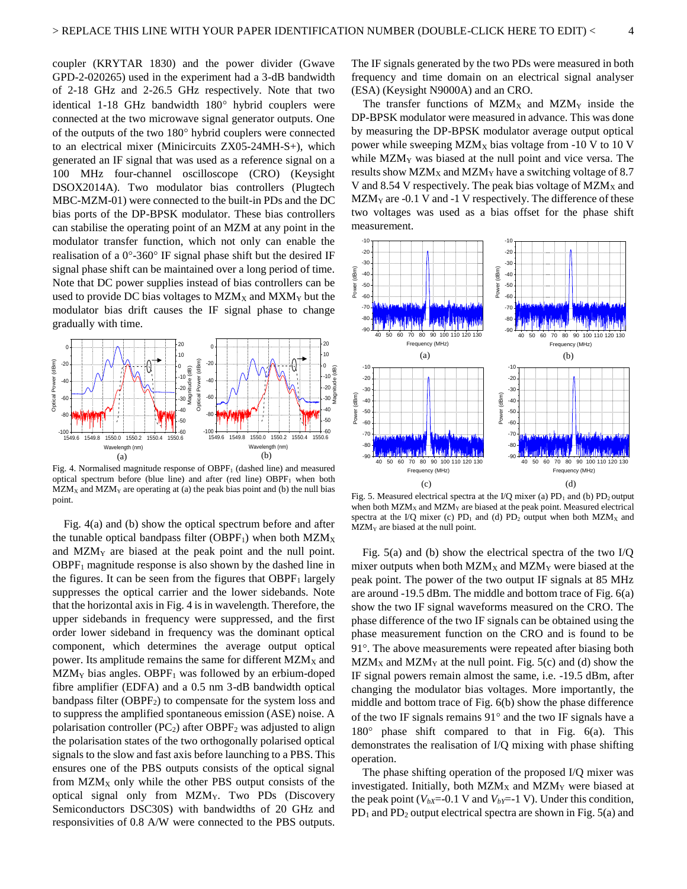coupler (KRYTAR 1830) and the power divider (Gwave GPD-2-020265) used in the experiment had a 3-dB bandwidth of 2-18 GHz and 2-26.5 GHz respectively. Note that two identical 1-18 GHz bandwidth 180° hybrid couplers were connected at the two microwave signal generator outputs. One of the outputs of the two 180° hybrid couplers were connected to an electrical mixer (Minicircuits ZX05-24MH-S+), which generated an IF signal that was used as a reference signal on a 100 MHz four-channel oscilloscope (CRO) (Keysight DSOX2014A). Two modulator bias controllers (Plugtech MBC-MZM-01) were connected to the built-in PDs and the DC bias ports of the DP-BPSK modulator. These bias controllers can stabilise the operating point of an MZM at any point in the modulator transfer function, which not only can enable the realisation of a 0°-360° IF signal phase shift but the desired IF signal phase shift can be maintained over a long period of time. Note that DC power supplies instead of bias controllers can be used to provide DC bias voltages to $MZM_X$ and $MXM_Y$ but the modulator bias drift causes the IF signal phase to change gradually with time.

Fig. 4. Normalised magnitude response of $OBPF_1$ (dashed line) and measured optical spectrum before (blue line) and after (red line) $OBPF_1$ when both $MZM_X$ and $MZM_Y$ are operating at (a) the peak bias point and (b) the null bias point.

Fig. 4(a) and (b) show the optical spectrum before and after the tunable optical bandpass filter ($OBPF_1$) when both $MZM_X$ and $MZM_Y$ are biased at the peak point and the null point. $OBPF_1$ magnitude response is also shown by the dashed line in the figures. It can be seen from the figures that $OBPF_1$ largely suppresses the optical carrier and the lower sidebands. Note that the horizontal axis in Fig. 4 is in wavelength. Therefore, the upper sidebands in frequency were suppressed, and the first order lower sideband in frequency was the dominant optical component, which determines the average output optical power. Its amplitude remains the same for different $MZM_X$ and $MZM_Y$ bias angles. $OBPF_1$ was followed by an erbium-doped fibre amplifier (EDFA) and a 0.5 nm 3-dB bandwidth optical bandpass filter ($OBPF_2$) to compensate for the system loss and to suppress the amplified spontaneous emission (ASE) noise. A polarisation controller ($PC_2$) after $OBPF_2$ was adjusted to align the polarisation states of the two orthogonally polarised optical signals to the slow and fast axis before launching to a PBS. This ensures one of the PBS outputs consists of the optical signal from $MZM_X$ only while the other PBS output consists of the optical signal only from $MZM_Y$. Two PDs (Discovery Semiconductors DSC30S) with bandwidths of 20 GHz and responsivities of 0.8 A/W were connected to the PBS outputs. The IF signals generated by the two PDs were measured in both frequency and time domain on an electrical signal analyser (ESA) (Keysight N9000A) and an CRO.

The transfer functions of $MZM_X$ and $MZM_Y$ inside the DP-BPSK modulator were measured in advance. This was done by measuring the DP-BPSK modulator average output optical power while sweeping $MZM_X$ bias voltage from -10 V to 10 V while $MZM_Y$ was biased at the null point and vice versa. The results show $MZM_X$ and $MZM_Y$ have a switching voltage of 8.7 V and 8.54 V respectively. The peak bias voltage of $MZM_X$ and $MZM_Y$ are -0.1 V and -1 V respectively. The difference of these two voltages was used as a bias offset for the phase shift measurement.

Fig. 5. Measured electrical spectra at the I/Q mixer (a) $PD_1$ and (b) $PD_2$ output when both $MZM_X$ and $MZM_Y$ are biased at the peak point. Measured electrical spectra at the I/Q mixer (c) $PD_1$ and (d) $PD_2$ output when both $MZM_X$ and $MZM_Y$ are biased at the null point.

Fig. 5(a) and (b) show the electrical spectra of the two I/Q mixer outputs when both $MZM_X$ and $MZM_Y$ were biased at the peak point. The power of the two output IF signals at 85 MHz are around -19.5 dBm. The middle and bottom trace of Fig. 6(a) show the two IF signal waveforms measured on the CRO. The phase difference of the two IF signals can be obtained using the phase measurement function on the CRO and is found to be 91°. The above measurements were repeated after biasing both $MZM_X$ and $MZM_Y$ at the null point. Fig. 5(c) and (d) show the IF signal powers remain almost the same, i.e. -19.5 dBm, after changing the modulator bias voltages. More importantly, the middle and bottom trace of Fig. 6(b) show the phase difference of the two IF signals remains 91° and the two IF signals have a 180° phase shift compared to that in Fig. 6(a). This demonstrates the realisation of I/Q mixing with phase shifting operation.

The phase shifting operation of the proposed I/Q mixer was investigated. Initially, both $MZM_X$ and $MZM_Y$ were biased at the peak point ($V_{bX}$=-0.1 V and $V_{bY}$=-1 V). Under this condition, $PD_1$ and $PD_2$ output electrical spectra are shown in Fig. 5(a) and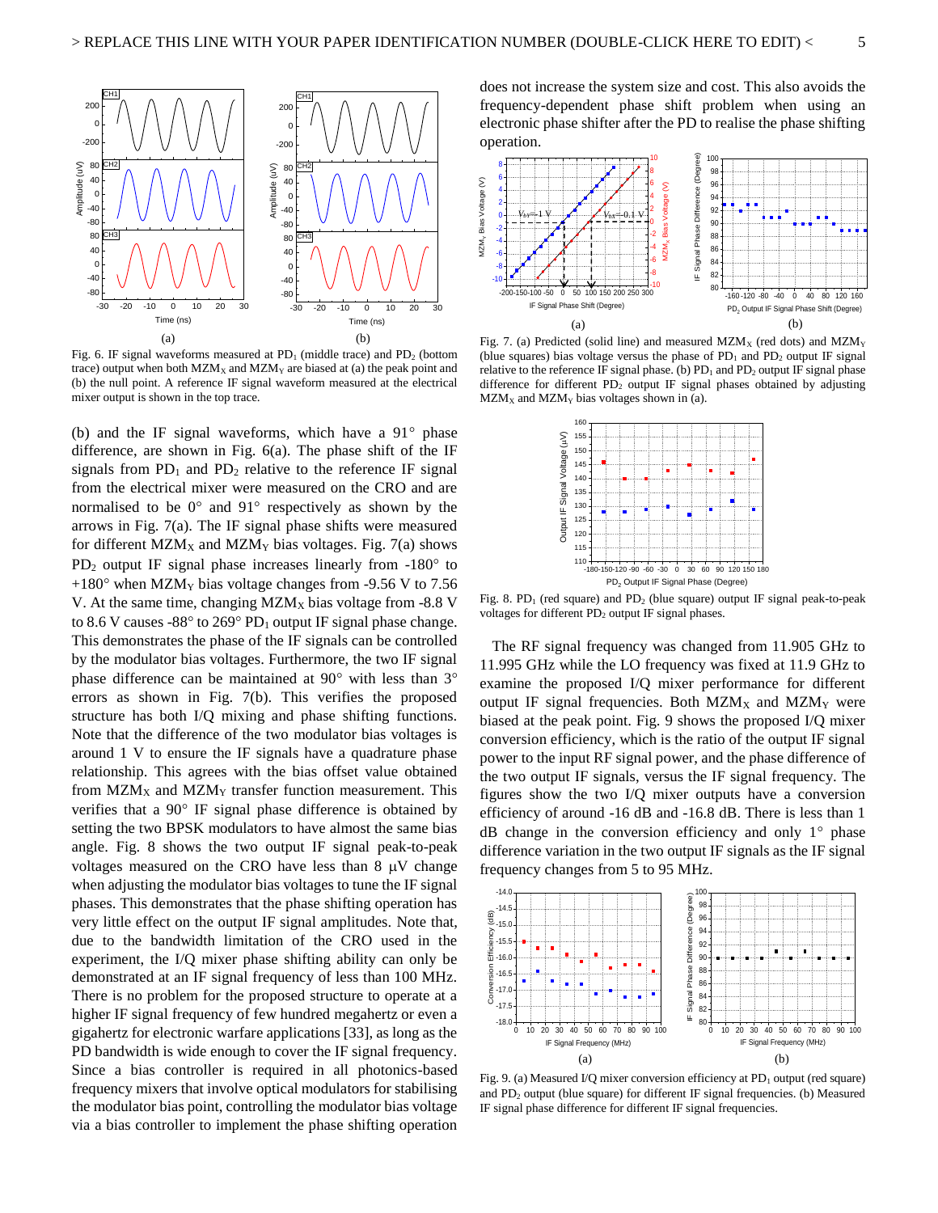Fig. 6. IF signal waveforms measured at $PD_1$ (middle trace) and $PD_2$ (bottom trace) output when both $MZM_X$ and $MZM_Y$ are biased at (a) the peak point and (b) the null point. A reference IF signal waveform measured at the electrical mixer output is shown in the top trace.

(b) and the IF signal waveforms, which have a 91° phase difference, are shown in Fig. 6(a). The phase shift of the IF signals from $PD_1$ and $PD_2$ relative to the reference IF signal from the electrical mixer were measured on the CRO and are normalised to be 0° and 91° respectively as shown by the arrows in Fig. 7(a). The IF signal phase shifts were measured for different $MZM_X$ and $MZM_Y$ bias voltages. Fig. 7(a) shows $PD_2$ output IF signal phase increases linearly from -180° to +180° when $MZM_Y$ bias voltage changes from -9.56 V to 7.56 V. At the same time, changing $MZM_X$ bias voltage from -8.8 V to 8.6 V causes -88° to 269° $PD_1$ output IF signal phase change. This demonstrates the phase of the IF signals can be controlled by the modulator bias voltages. Furthermore, the two IF signal phase difference can be maintained at 90° with less than 3° errors as shown in Fig. 7(b). This verifies the proposed structure has both I/Q mixing and phase shifting functions. Note that the difference of the two modulator bias voltages is around 1 V to ensure the IF signals have a quadrature phase relationship. This agrees with the bias offset value obtained from $MZM_X$ and $MZM_Y$ transfer function measurement. This verifies that a 90° IF signal phase difference is obtained by setting the two BPSK modulators to have almost the same bias angle. Fig. 8 shows the two output IF signal peak-to-peak voltages measured on the CRO have less than 8 μV change when adjusting the modulator bias voltages to tune the IF signal phases. This demonstrates that the phase shifting operation has very little effect on the output IF signal amplitudes. Note that, due to the bandwidth limitation of the CRO used in the experiment, the I/Q mixer phase shifting ability can only be demonstrated at an IF signal frequency of less than 100 MHz. There is no problem for the proposed structure to operate at a higher IF signal frequency of few hundred megahertz or even a gigahertz for electronic warfare applications [33], as long as the PD bandwidth is wide enough to cover the IF signal frequency. Since a bias controller is required in all photonics-based frequency mixers that involve optical modulators for stabilising the modulator bias point, controlling the modulator bias voltage via a bias controller to implement the phase shifting operation does not increase the system size and cost. This also avoids the frequency-dependent phase shift problem when using an electronic phase shifter after the PD to realise the phase shifting operation.

Fig. 7. (a) Predicted (solid line) and measured $MZM_X$ (red dots) and $MZM_Y$ (blue squares) bias voltage versus the phase of $PD_1$ and $PD_2$ output IF signal relative to the reference IF signal phase. (b) $PD_1$ and $PD_2$ output IF signal phase difference for different $PD_2$ output IF signal phases obtained by adjusting $MZM_X$ and $MZM_Y$ bias voltages shown in (a).

Fig. 8. $PD_1$ (red square) and $PD_2$ (blue square) output IF signal peak-to-peak voltages for different $PD_2$ output IF signal phases.

The RF signal frequency was changed from 11.905 GHz to 11.995 GHz while the LO frequency was fixed at 11.9 GHz to examine the proposed I/Q mixer performance for different output IF signal frequencies. Both $MZM_X$ and $MZM_Y$ were biased at the peak point. Fig. 9 shows the proposed I/Q mixer conversion efficiency, which is the ratio of the output IF signal power to the input RF signal power, and the phase difference of the two output IF signals, versus the IF signal frequency. The figures show the two I/Q mixer outputs have a conversion efficiency of around -16 dB and -16.8 dB. There is less than 1 dB change in the conversion efficiency and only 1° phase difference variation in the two output IF signals as the IF signal frequency changes from 5 to 95 MHz.

Fig. 9. (a) Measured I/Q mixer conversion efficiency at $PD_1$ output (red square) and $PD_2$ output (blue square) for different IF signal frequencies. (b) Measured IF signal phase difference for different IF signal frequencies.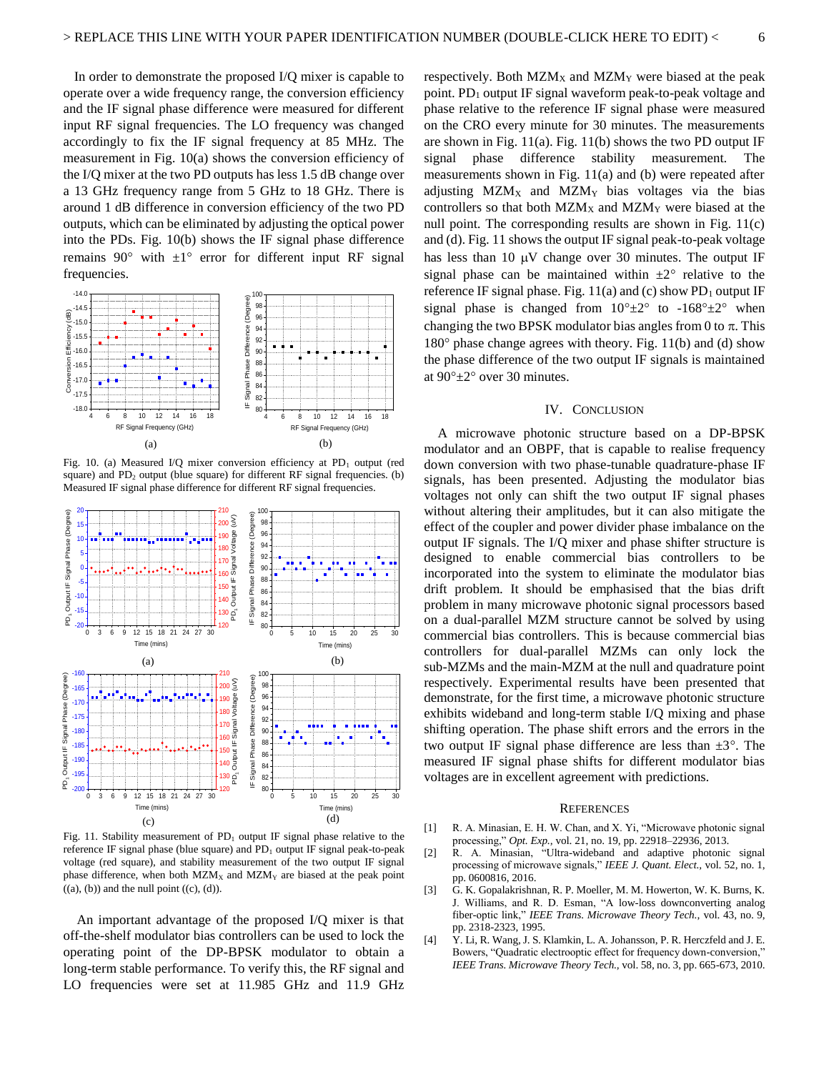In order to demonstrate the proposed I/Q mixer is capable to operate over a wide frequency range, the conversion efficiency and the IF signal phase difference were measured for different input RF signal frequencies. The LO frequency was changed accordingly to fix the IF signal frequency at 85 MHz. The measurement in Fig. 10(a) shows the conversion efficiency of the I/Q mixer at the two PD outputs has less 1.5 dB change over a 13 GHz frequency range from 5 GHz to 18 GHz. There is around 1 dB difference in conversion efficiency of the two PD outputs, which can be eliminated by adjusting the optical power into the PDs. Fig. 10(b) shows the IF signal phase difference remains 90° with ±1° error for different input RF signal frequencies.

Fig. 10. (a) Measured I/Q mixer conversion efficiency at $PD_1$ output (red square) and $PD_2$ output (blue square) for different RF signal frequencies. (b) Measured IF signal phase difference for different RF signal frequencies.

Fig. 11. Stability measurement of $PD_1$ output IF signal phase relative to the reference IF signal phase (blue square) and $PD_1$ output IF signal peak-to-peak voltage (red square), and stability measurement of the two output IF signal phase difference, when both $MZM_X$ and $MZM_Y$ are biased at the peak point ((a), (b)) and the null point ((c), (d)).

An important advantage of the proposed I/Q mixer is that off-the-shelf modulator bias controllers can be used to lock the operating point of the DP-BPSK modulator to obtain a long-term stable performance. To verify this, the RF signal and LO frequencies were set at 11.985 GHz and 11.9 GHz respectively. Both $MZM_X$ and $MZM_Y$ were biased at the peak point. $PD_1$ output IF signal waveform peak-to-peak voltage and phase relative to the reference IF signal phase were measured on the CRO every minute for 30 minutes. The measurements are shown in Fig. 11(a). Fig. 11(b) shows the two PD output IF signal phase difference stability measurement. The measurements shown in Fig. 11(a) and (b) were repeated after adjusting $MZM_X$ and $MZM_Y$ bias voltages via the bias controllers so that both $MZM_X$ and $MZM_Y$ were biased at the null point. The corresponding results are shown in Fig. 11(c) and (d). Fig. 11 shows the output IF signal peak-to-peak voltage has less than 10 μV change over 30 minutes. The output IF signal phase can be maintained within ±2° relative to the reference IF signal phase. Fig. 11(a) and (c) show $PD_1$ output IF signal phase is changed from 10°±2° to -168°±2° when changing the two BPSK modulator bias angles from 0 to π. This 180° phase change agrees with theory. Fig. 11(b) and (d) show the phase difference of the two output IF signals is maintained at 90°±2° over 30 minutes.

## IV. Conclusion

A microwave photonic structure based on a DP-BPSK modulator and an OBPF, that is capable to realise frequency down conversion with two phase-tunable quadrature-phase IF signals, has been presented. Adjusting the modulator bias voltages not only can shift the two output IF signal phases without altering their amplitudes, but it can also mitigate the effect of the coupler and power divider phase imbalance on the output IF signals. The I/Q mixer and phase shifter structure is designed to enable commercial bias controllers to be incorporated into the system to eliminate the modulator bias drift problem. It should be emphasised that the bias drift problem in many microwave photonic signal processors based on a dual-parallel MZM structure cannot be solved by using commercial bias controllers. This is because commercial bias controllers for dual-parallel MZMs can only lock the sub-MZMs and the main-MZM at the null and quadrature point respectively. Experimental results have been presented that demonstrate, for the first time, a microwave photonic structure exhibits wideband and long-term stable I/Q mixing and phase shifting operation. The phase shift errors and the errors in the two output IF signal phase difference are less than ±3°. The measured IF signal phase shifts for different modulator bias voltages are in excellent agreement with predictions.

## References

[1] R. A. Minasian, E. H. W. Chan, and X. Yi, "Microwave photonic signal processing," *Opt. Exp.*, vol. 21, no. 19, pp. 22918–22936, 2013.

[2] R. A. Minasian, "Ultra-wideband and adaptive photonic signal processing of microwave signals," *IEEE J. Quant. Elect.*, vol. 52, no. 1, pp. 0600816, 2016.

[3] G. K. Gopalakrishnan, R. P. Moeller, M. M. Howerton, W. K. Burns, K. J. Williams, and R. D. Esman, "A low-loss downconverting analog fiber-optic link," *IEEE Trans. Microwave Theory Tech.*, vol. 43, no. 9, pp. 2318-2323, 1995.

[4] Y. Li, R. Wang, J. S. Klamkin, L. A. Johansson, P. R. Herczfeld and J. E. Bowers, "Quadratic electrooptic effect for frequency down-conversion," *IEEE Trans. Microwave Theory Tech.*, vol. 58, no. 3, pp. 665-673, 2010.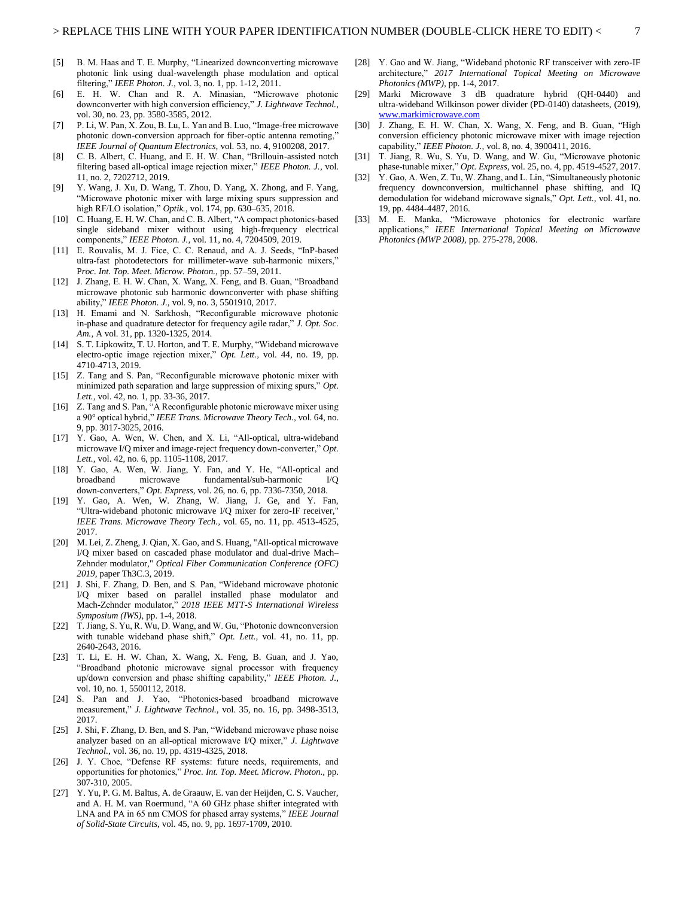[5] B. M. Haas and T. E. Murphy, “Linearized downconverting microwave photonic link using dual-wavelength phase modulation and optical filtering,” *IEEE Photon. J.*, vol. 3, no. 1, pp. 1-12, 2011.

[6] E. H. W. Chan and R. A. Minasian, “Microwave photonic downconverter with high conversion efficiency,” *J. Lightwave Technol.*, vol. 30, no. 23, pp. 3580-3585, 2012.

[7] P. Li, W. Pan, X. Zou, B. Lu, L. Yan and B. Luo, “Image-free microwave photonic down-conversion approach for fiber-optic antenna remoting,” *IEEE Journal of Quantum Electronics*, vol. 53, no. 4, 9100208, 2017.

[8] C. B. Albert, C. Huang, and E. H. W. Chan, “Brillouin-assisted notch filtering based all-optical image rejection mixer,” *IEEE Photon. J.*, vol. 11, no. 2, 7202712, 2019.

[9] Y. Wang, J. Xu, D. Wang, T. Zhou, D. Yang, X. Zhong, and F. Yang, “Microwave photonic mixer with large mixing spurs suppression and high RF/LO isolation,” *Optik.*, vol. 174, pp. 630–635, 2018.

[10] C. Huang, E. H. W. Chan, and C. B. Albert, “A compact photonics-based single sideband mixer without using high-frequency electrical components,” *IEEE Photon. J.*, vol. 11, no. 4, 7204509, 2019.

[11] E. Rouvalis, M. J. Fice, C. C. Renaud, and A. J. Seeds, “InP-based ultra-fast photodetectors for millimeter-wave sub-harmonic mixers,” P*roc. Int. Top. Meet. Microw. Photon.*, pp. 57–59, 2011.

[12] J. Zhang, E. H. W. Chan, X. Wang, X. Feng, and B. Guan, “Broadband microwave photonic sub harmonic downconverter with phase shifting ability,” *IEEE Photon. J.*, vol. 9, no. 3, 5501910, 2017.

[13] H. Emami and N. Sarkhosh, “Reconfigurable microwave photonic in-phase and quadrature detector for frequency agile radar,” *J. Opt. Soc. Am.*, A vol. 31, pp. 1320-1325, 2014.

[14] S. T. Lipkowitz, T. U. Horton, and T. E. Murphy, “Wideband microwave electro-optic image rejection mixer,” *Opt. Lett.*, vol. 44, no. 19, pp. 4710-4713, 2019.

[15] Z. Tang and S. Pan, “Reconfigurable microwave photonic mixer with minimized path separation and large suppression of mixing spurs,” *Opt. Lett.*, vol. 42, no. 1, pp. 33-36, 2017.

[16] Z. Tang and S. Pan, “A Reconfigurable photonic microwave mixer using a 90° optical hybrid,” *IEEE Trans. Microwave Theory Tech.*, vol. 64, no. 9, pp. 3017-3025, 2016.

[17] Y. Gao, A. Wen, W. Chen, and X. Li, “All-optical, ultra-wideband microwave I/Q mixer and image-reject frequency down-converter,” *Opt. Lett.*, vol. 42, no. 6, pp. 1105-1108, 2017.

[18] Y. Gao, A. Wen, W. Jiang, Y. Fan, and Y. He, “All-optical and broadband microwave fundamental/sub-harmonic I/Q down-converters,” *Opt. Express*, vol. 26, no. 6, pp. 7336-7350, 2018.

[19] Y. Gao, A. Wen, W. Zhang, W. Jiang, J. Ge, and Y. Fan, “Ultra-wideband photonic microwave I/Q mixer for zero-IF receiver," *IEEE Trans. Microwave Theory Tech.*, vol. 65, no. 11, pp. 4513-4525, 2017.

[20] M. Lei, Z. Zheng, J. Qian, X. Gao, and S. Huang, "All-optical microwave I/Q mixer based on cascaded phase modulator and dual-drive Mach–Zehnder modulator," *Optical Fiber Communication Conference (OFC) 2019*, paper Th3C.3, 2019.

[21] J. Shi, F. Zhang, D. Ben, and S. Pan, “Wideband microwave photonic I/Q mixer based on parallel installed phase modulator and Mach-Zehnder modulator,” *2018 IEEE MTT-S International Wireless Symposium (IWS)*, pp. 1-4, 2018.

[22] T. Jiang, S. Yu, R. Wu, D. Wang, and W. Gu, “Photonic downconversion with tunable wideband phase shift,” *Opt. Lett.*, vol. 41, no. 11, pp. 2640-2643, 2016.

[23] T. Li, E. H. W. Chan, X. Wang, X. Feng, B. Guan, and J. Yao, “Broadband photonic microwave signal processor with frequency up/down conversion and phase shifting capability,” *IEEE Photon. J.*, vol. 10, no. 1, 5500112, 2018.

[24] S. Pan and J. Yao, “Photonics-based broadband microwave measurement,” *J. Lightwave Technol.*, vol. 35, no. 16, pp. 3498-3513, 2017.

[25] J. Shi, F. Zhang, D. Ben, and S. Pan, “Wideband microwave phase noise analyzer based on an all-optical microwave I/Q mixer,” *J. Lightwave Technol.*, vol. 36, no. 19, pp. 4319-4325, 2018.

[26] J. Y. Choe, “Defense RF systems: future needs, requirements, and opportunities for photonics,” *Proc. Int. Top. Meet. Microw. Photon.*, pp. 307-310, 2005.

[27] Y. Yu, P. G. M. Baltus, A. de Graauw, E. van der Heijden, C. S. Vaucher, and A. H. M. van Roermund, “A 60 GHz phase shifter integrated with LNA and PA in 65 nm CMOS for phased array systems,” *IEEE Journal of Solid-State Circuits*, vol. 45, no. 9, pp. 1697-1709, 2010.

[28] Y. Gao and W. Jiang, “Wideband photonic RF transceiver with zero-IF architecture,” *2017 International Topical Meeting on Microwave Photonics (MWP)*, pp. 1-4, 2017.

[29] Marki Microwave 3 dB quadrature hybrid (QH-0440) and ultra-wideband Wilkinson power divider (PD-0140) datasheets, (2019), www.markimicrowave.com

[30] J. Zhang, E. H. W. Chan, X. Wang, X. Feng, and B. Guan, “High conversion efficiency photonic microwave mixer with image rejection capability,” *IEEE Photon. J.*, vol. 8, no. 4, 3900411, 2016.

[31] T. Jiang, R. Wu, S. Yu, D. Wang, and W. Gu, “Microwave photonic phase-tunable mixer,” *Opt. Express*, vol. 25, no. 4, pp. 4519-4527, 2017.

[32] Y. Gao, A. Wen, Z. Tu, W. Zhang, and L. Lin, “Simultaneously photonic frequency downconversion, multichannel phase shifting, and IQ demodulation for wideband microwave signals,” *Opt. Lett.*, vol. 41, no. 19, pp. 4484-4487, 2016.

[33] M. E. Manka, “Microwave photonics for electronic warfare applications,” *IEEE International Topical Meeting on Microwave Photonics (MWP 2008)*, pp. 275-278, 2008.